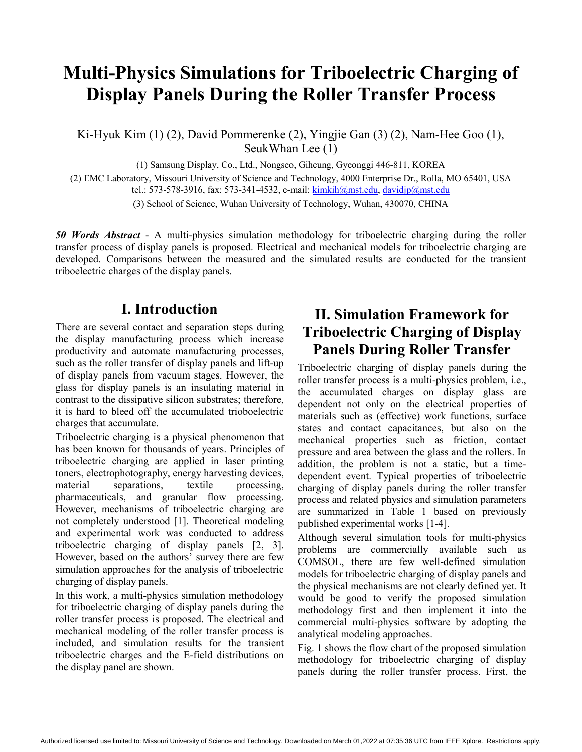# Multi-Physics Simulations for Triboelectric Charging of Display Panels During the Roller Transfer Process

Ki-Hyuk Kim (1) (2), David Pommerenke (2), Yingjie Gan (3) (2), Nam-Hee Goo (1), SeukWhan Lee (1)

(1) Samsung Display, Co., Ltd., Nongseo, Giheung, Gyeonggi 446-811, KOREA

(2) EMC Laboratory, Missouri University of Science and Technology, 4000 Enterprise Dr., Rolla, MO 65401, USA
tel.: 573-578-3916, fax: 573-341-4532, e-mail: kimkih@mst.edu, davidjp@mst.edu

(3) School of Science, Wuhan University of Technology, Wuhan, 430070, CHINA

***50 Words Abstract*** - A multi-physics simulation methodology for triboelectric charging during the roller transfer process of display panels is proposed. Electrical and mechanical models for triboelectric charging are developed. Comparisons between the measured and the simulated results are conducted for the transient triboelectric charges of the display panels.

## I. Introduction

There are several contact and separation steps during the display manufacturing process which increase productivity and automate manufacturing processes, such as the roller transfer of display panels and lift-up of display panels from vacuum stages. However, the glass for display panels is an insulating material in contrast to the dissipative silicon substrates; therefore, it is hard to bleed off the accumulated trioboelectric charges that accumulate.

Triboelectric charging is a physical phenomenon that has been known for thousands of years. Principles of triboelectric charging are applied in laser printing toners, electrophotography, energy harvesting devices, material separations, textile processing, pharmaceuticals, and granular flow processing. However, mechanisms of triboelectric charging are not completely understood [1]. Theoretical modeling and experimental work was conducted to address triboelectric charging of display panels [2, 3]. However, based on the authors' survey there are few simulation approaches for the analysis of triboelectric charging of display panels.

In this work, a multi-physics simulation methodology for triboelectric charging of display panels during the roller transfer process is proposed. The electrical and mechanical modeling of the roller transfer process is included, and simulation results for the transient triboelectric charges and the E-field distributions on the display panel are shown.

## II. Simulation Framework for Triboelectric Charging of Display Panels During Roller Transfer

Triboelectric charging of display panels during the roller transfer process is a multi-physics problem, i.e., the accumulated charges on display glass are dependent not only on the electrical properties of materials such as (effective) work functions, surface states and contact capacitances, but also on the mechanical properties such as friction, contact pressure and area between the glass and the rollers. In addition, the problem is not a static, but a time-dependent event. Typical properties of triboelectric charging of display panels during the roller transfer process and related physics and simulation parameters are summarized in Table 1 based on previously published experimental works [1-4].

Although several simulation tools for multi-physics problems are commercially available such as COMSOL, there are few well-defined simulation models for triboelectric charging of display panels and the physical mechanisms are not clearly defined yet. It would be good to verify the proposed simulation methodology first and then implement it into the commercial multi-physics software by adopting the analytical modeling approaches.

Fig. 1 shows the flow chart of the proposed simulation methodology for triboelectric charging of display panels during the roller transfer process. First, the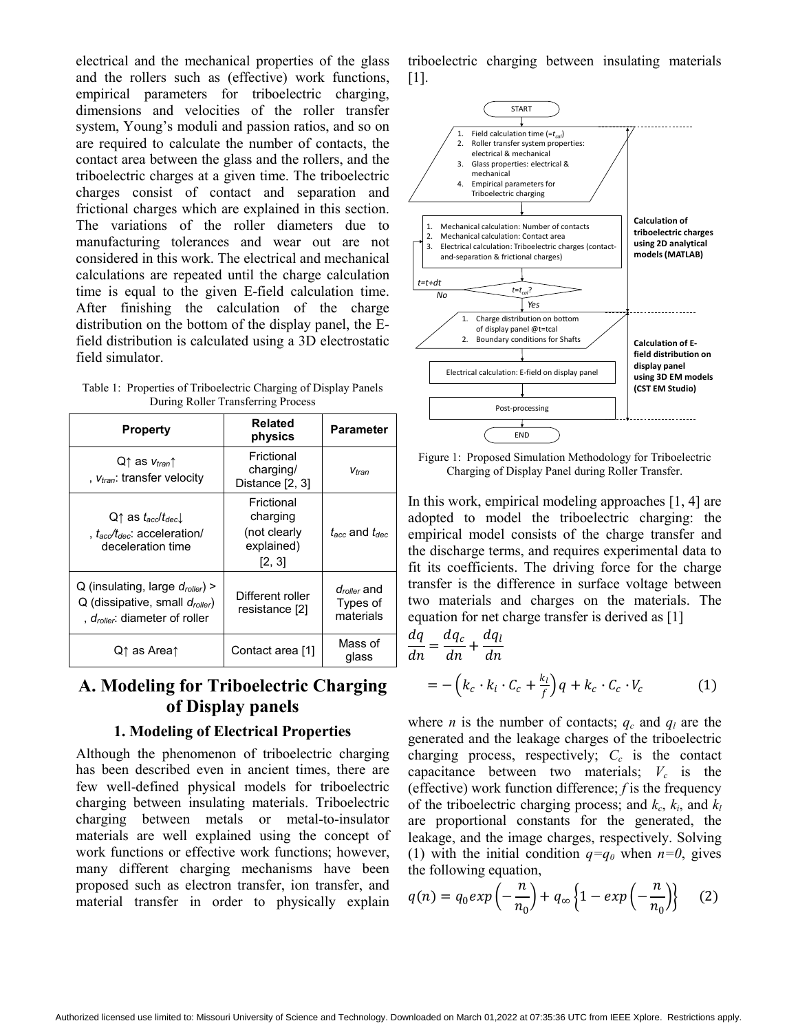electrical and the mechanical properties of the glass and the rollers such as (effective) work functions, empirical parameters for triboelectric charging, dimensions and velocities of the roller transfer system, Young's moduli and passion ratios, and so on are required to calculate the number of contacts, the contact area between the glass and the rollers, and the triboelectric charges at a given time. The triboelectric charges consist of contact and separation and frictional charges which are explained in this section. The variations of the roller diameters due to manufacturing tolerances and wear out are not considered in this work. The electrical and mechanical calculations are repeated until the charge calculation time is equal to the given E-field calculation time. After finishing the calculation of the charge distribution on the bottom of the display panel, the E-field distribution is calculated using a 3D electrostatic field simulator.

Table 1: Properties of Triboelectric Charging of Display Panels During Roller Transferring Process

| Property | Related physics | Parameter |
|---|---|---|
| Q↑ as $v_{tran}$↑ , $v_{tran}$: transfer velocity | Frictional charging/ Distance [2, 3] | $v_{tran}$ |
| Q↑ as $t_{acc}/t_{dec}$↓ , $t_{acc}/t_{dec}$: acceleration/ deceleration time | Frictional charging (not clearly explained) [2, 3] | $t_{acc}$ and $t_{dec}$ |
| Q (insulating, large $d_{roller}$) > Q (dissipative, small $d_{roller}$) , $d_{roller}$: diameter of roller | Different roller resistance [2] | $d_{roller}$ and Types of materials |
| Q↑ as Area↑ | Contact area [1] | Mass of glass |

## A. Modeling for Triboelectric Charging of Display panels

### 1. Modeling of Electrical Properties

Although the phenomenon of triboelectric charging has been described even in ancient times, there are few well-defined physical models for triboelectric charging between insulating materials. Triboelectric charging between metals or metal-to-insulator materials are well explained using the concept of work functions or effective work functions; however, many different charging mechanisms have been proposed such as electron transfer, ion transfer, and material transfer in order to physically explain triboelectric charging between insulating materials [1].

```
START
  ↓
[Input]
1. Field calculation time (=t_cal)
2. Roller transfer system properties: electrical & mechanical
3. Glass properties: electrical & mechanical
4. Empirical parameters for Triboelectric charging
  ↓
1. Mechanical calculation: Number of contacts
2. Mechanical calculation: Contact area
3. Electrical calculation: Triboelectric charges (contact-and-separation & frictional charges)
  ↓
< t=t_cal? >  -- No: t=t+dt, return to calculation step
  ↓ Yes
[Output]
1. Charge distribution on bottom of display panel @t=tcal
2. Boundary conditions for Shafts
  ↓
Electrical calculation: E-field on display panel
  ↓
Post-processing
  ↓
END
```

- From the input step through the t=t_cal? decision: Calculation of triboelectric charges using 2D analytical models (MATLAB)
- From the charge-distribution output through post-processing: Calculation of E-field distribution on display panel using 3D EM models (CST EM Studio)

Figure 1: Proposed Simulation Methodology for Triboelectric Charging of Display Panel during Roller Transfer.

In this work, empirical modeling approaches [1, 4] are adopted to model the triboelectric charging: the empirical model consists of the charge transfer and the discharge terms, and requires experimental data to fit its coefficients. The driving force for the charge transfer is the difference in surface voltage between two materials and charges on the materials. The equation for net charge transfer is derived as [1]

$$\frac{dq}{dn} = \frac{dq_c}{dn} + \frac{dq_l}{dn}$$

$$= -\left(k_c \cdot k_i \cdot C_c + \frac{k_l}{f}\right)q + k_c \cdot C_c \cdot V_c \qquad (1)$$

where $n$ is the number of contacts; $q_c$ and $q_l$ are the generated and the leakage charges of the triboelectric charging process, respectively; $C_c$ is the contact capacitance between two materials; $V_c$ is the (effective) work function difference; $f$ is the frequency of the triboelectric charging process; and $k_c$, $k_i$, and $k_l$ are proportional constants for the generated, the leakage, and the image charges, respectively. Solving (1) with the initial condition $q=q_0$ when $n=0$, gives the following equation,

$$q(n) = q_0 exp\left(-\frac{n}{n_0}\right) + q_\infty\left\{1 - exp\left(-\frac{n}{n_0}\right)\right\} \qquad (2)$$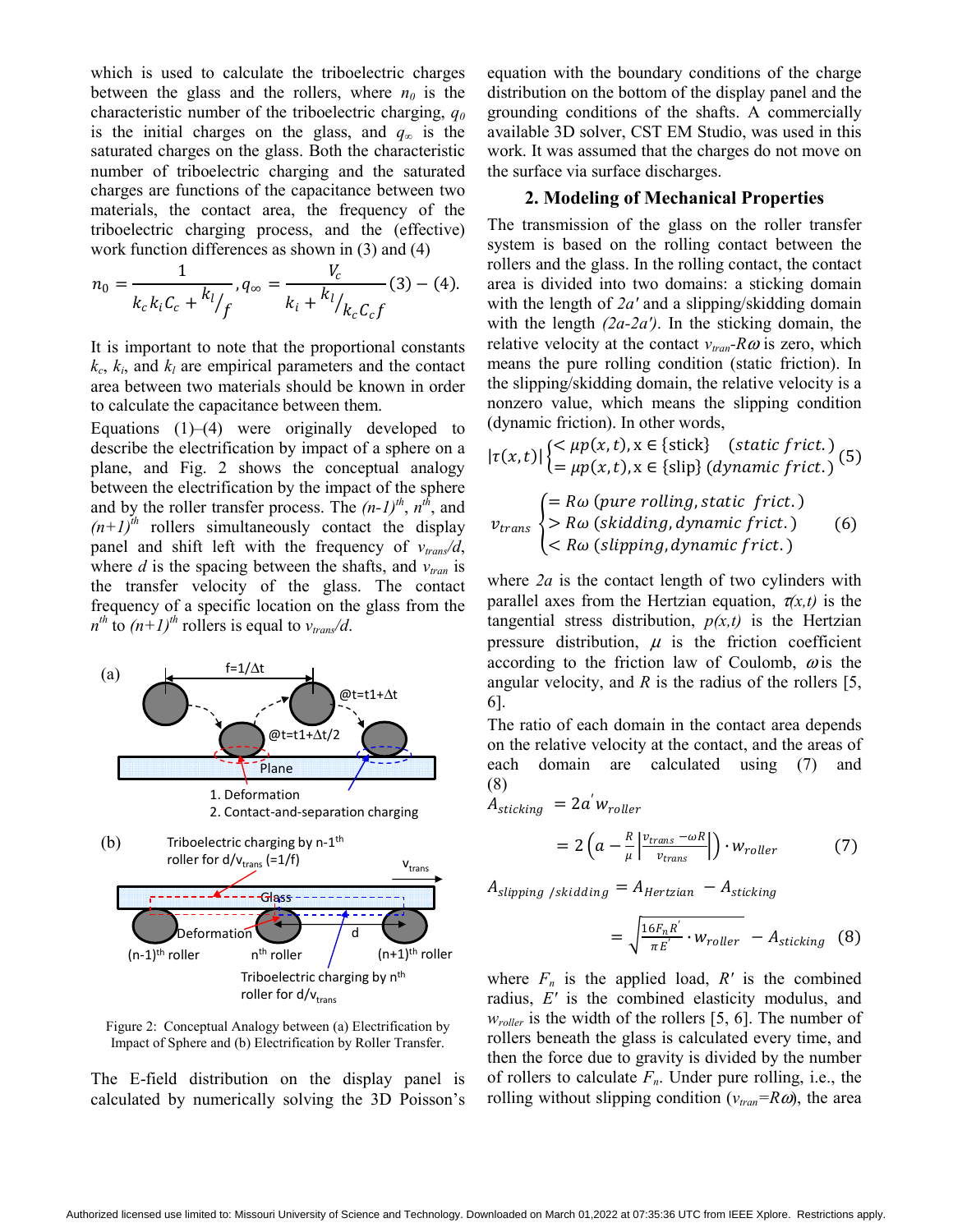which is used to calculate the triboelectric charges between the glass and the rollers, where $n_0$ is the characteristic number of the triboelectric charging, $q_0$ is the initial charges on the glass, and $q_\infty$ is the saturated charges on the glass. Both the characteristic number of triboelectric charging and the saturated charges are functions of the capacitance between two materials, the contact area, the frequency of the triboelectric charging process, and the (effective) work function differences as shown in (3) and (4)

$$n_0 = \frac{1}{k_c k_i C_c + {k_l}/{f}}, q_\infty = \frac{V_c}{k_i + {k_l}/{k_c C_c f}} \quad (3)-(4).$$

It is important to note that the proportional constants $k_c$, $k_i$, and $k_l$ are empirical parameters and the contact area between two materials should be known in order to calculate the capacitance between them.

Equations (1)–(4) were originally developed to describe the electrification by impact of a sphere on a plane, and Fig. 2 shows the conceptual analogy between the electrification by the impact of the sphere and by the roller transfer process. The *(n-1)*th, *n*th, and *(n+1)*th rollers simultaneously contact the display panel and shift left with the frequency of $v_{trans}/d$, where $d$ is the spacing between the shafts, and $v_{tran}$ is the transfer velocity of the glass. The contact frequency of a specific location on the glass from the *n*th to *(n+1)*th rollers is equal to $v_{trans}/d$.

Figure 2: Conceptual Analogy between (a) Electrification by Impact of Sphere and (b) Electrification by Roller Transfer.

The E-field distribution on the display panel is calculated by numerically solving the 3D Poisson's equation with the boundary conditions of the charge distribution on the bottom of the display panel and the grounding conditions of the shafts. A commercially available 3D solver, CST EM Studio, was used in this work. It was assumed that the charges do not move on the surface via surface discharges.

## 2. Modeling of Mechanical Properties

The transmission of the glass on the roller transfer system is based on the rolling contact between the rollers and the glass. In the rolling contact, the contact area is divided into two domains: a sticking domain with the length of $2a'$ and a slipping/skidding domain with the length $(2a-2a')$. In the sticking domain, the relative velocity at the contact $v_{tran}-R\omega$ is zero, which means the pure rolling condition (static friction). In the slipping/skidding domain, the relative velocity is a nonzero value, which means the slipping condition (dynamic friction). In other words,

$$|\tau(x,t)| \begin{cases} < \mu p(x,t), x \in \{\text{stick}\} & (static\ frict.) \\ = \mu p(x,t), x \in \{\text{slip}\} & (dynamic\ frict.) \end{cases} \quad (5)$$

$$v_{trans} \begin{cases} = R\omega\ (pure\ rolling, static\ \ frict.) \\ > R\omega\ (skidding, dynamic\ frict.) \\ < R\omega\ (slipping, dynamic\ frict.) \end{cases} \quad (6)$$

where $2a$ is the contact length of two cylinders with parallel axes from the Hertzian equation, $\tau(x,t)$ is the tangential stress distribution, $p(x,t)$ is the Hertzian pressure distribution, $\mu$ is the friction coefficient according to the friction law of Coulomb, $\omega$ is the angular velocity, and $R$ is the radius of the rollers [5, 6].

The ratio of each domain in the contact area depends on the relative velocity at the contact, and the areas of each domain are calculated using (7) and (8)

$$A_{sticking} = 2a' w_{roller}$$
$$= 2\left(a - \frac{R}{\mu}\left|\frac{v_{trans} - \omega R}{v_{trans}}\right|\right) \cdot w_{roller} \quad (7)$$

$$A_{slipping\ /skidding} = A_{Hertzian} - A_{sticking}$$
$$= \sqrt{\frac{16 F_n R'}{\pi E'}} \cdot w_{roller} - A_{sticking} \quad (8)$$

where $F_n$ is the applied load, $R'$ is the combined radius, $E'$ is the combined elasticity modulus, and $w_{roller}$ is the width of the rollers [5, 6]. The number of rollers beneath the glass is calculated every time, and then the force due to gravity is divided by the number of rollers to calculate $F_n$. Under pure rolling, i.e., the rolling without slipping condition ($v_{tran}=R\omega$), the area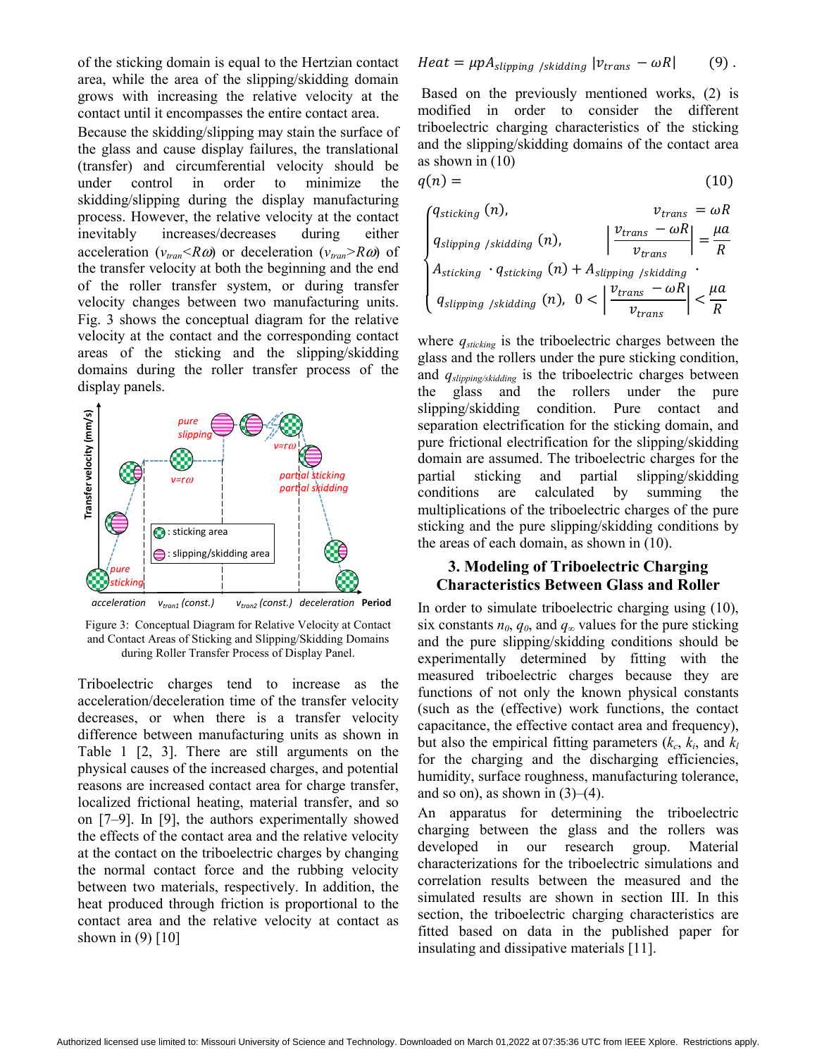of the sticking domain is equal to the Hertzian contact area, while the area of the slipping/skidding domain grows with increasing the relative velocity at the contact until it encompasses the entire contact area.

Because the skidding/slipping may stain the surface of the glass and cause display failures, the translational (transfer) and circumferential velocity should be under control in order to minimize the skidding/slipping during the display manufacturing process. However, the relative velocity at the contact inevitably increases/decreases during either acceleration ($v_{tran}<R\omega$) or deceleration ($v_{tran}>R\omega$) of the transfer velocity at both the beginning and the end of the roller transfer system, or during transfer velocity changes between two manufacturing units. Fig. 3 shows the conceptual diagram for the relative velocity at the contact and the corresponding contact areas of the sticking and the slipping/skidding domains during the roller transfer process of the display panels.

Figure 3: Conceptual Diagram for Relative Velocity at Contact and Contact Areas of Sticking and Slipping/Skidding Domains during Roller Transfer Process of Display Panel.

Triboelectric charges tend to increase as the acceleration/deceleration time of the transfer velocity decreases, or when there is a transfer velocity difference between manufacturing units as shown in Table 1 [2, 3]. There are still arguments on the physical causes of the increased charges, and potential reasons are increased contact area for charge transfer, localized frictional heating, material transfer, and so on [7–9]. In [9], the authors experimentally showed the effects of the contact area and the relative velocity at the contact on the triboelectric charges by changing the normal contact force and the rubbing velocity between two materials, respectively. In addition, the heat produced through friction is proportional to the contact area and the relative velocity at contact as shown in (9) [10]

$$Heat = \mu p A_{slipping\ /skidding}\left|v_{trans} - \omega R\right| \qquad (9).$$

Based on the previously mentioned works, (2) is modified in order to consider the different triboelectric charging characteristics of the sticking and the slipping/skidding domains of the contact area as shown in (10)

$$q(n) = \qquad (10)$$

$$\begin{cases} q_{sticking}\,(n), & v_{trans} = \omega R \\ q_{slipping\ /skidding}\,(n), & \left|\dfrac{v_{trans} - \omega R}{v_{trans}}\right| = \dfrac{\mu a}{R} \\ A_{sticking}\cdot q_{sticking}\,(n) + A_{slipping\ /skidding}\cdot & \\ \quad q_{slipping\ /skidding}\,(n), & 0 < \left|\dfrac{v_{trans} - \omega R}{v_{trans}}\right| < \dfrac{\mu a}{R} \end{cases}$$

where $q_{sticking}$ is the triboelectric charges between the glass and the rollers under the pure sticking condition, and $q_{slipping/skidding}$ is the triboelectric charges between the glass and the rollers under the pure slipping/skidding condition. Pure contact and separation electrification for the sticking domain, and pure frictional electrification for the slipping/skidding domain are assumed. The triboelectric charges for the partial sticking and partial slipping/skidding conditions are calculated by summing the multiplications of the triboelectric charges of the pure sticking and the pure slipping/skidding conditions by the areas of each domain, as shown in (10).

## 3. Modeling of Triboelectric Charging Characteristics Between Glass and Roller

In order to simulate triboelectric charging using (10), six constants $n_0$, $q_0$, and $q_\infty$ values for the pure sticking and the pure slipping/skidding conditions should be experimentally determined by fitting with the measured triboelectric charges because they are functions of not only the known physical constants (such as the (effective) work functions, the contact capacitance, the effective contact area and frequency), but also the empirical fitting parameters ($k_c$, $k_i$, and $k_l$ for the charging and the discharging efficiencies, humidity, surface roughness, manufacturing tolerance, and so on), as shown in (3)–(4).

An apparatus for determining the triboelectric charging between the glass and the rollers was developed in our research group. Material characterizations for the triboelectric simulations and correlation results between the measured and the simulated results are shown in section III. In this section, the triboelectric charging characteristics are fitted based on data in the published paper for insulating and dissipative materials [11].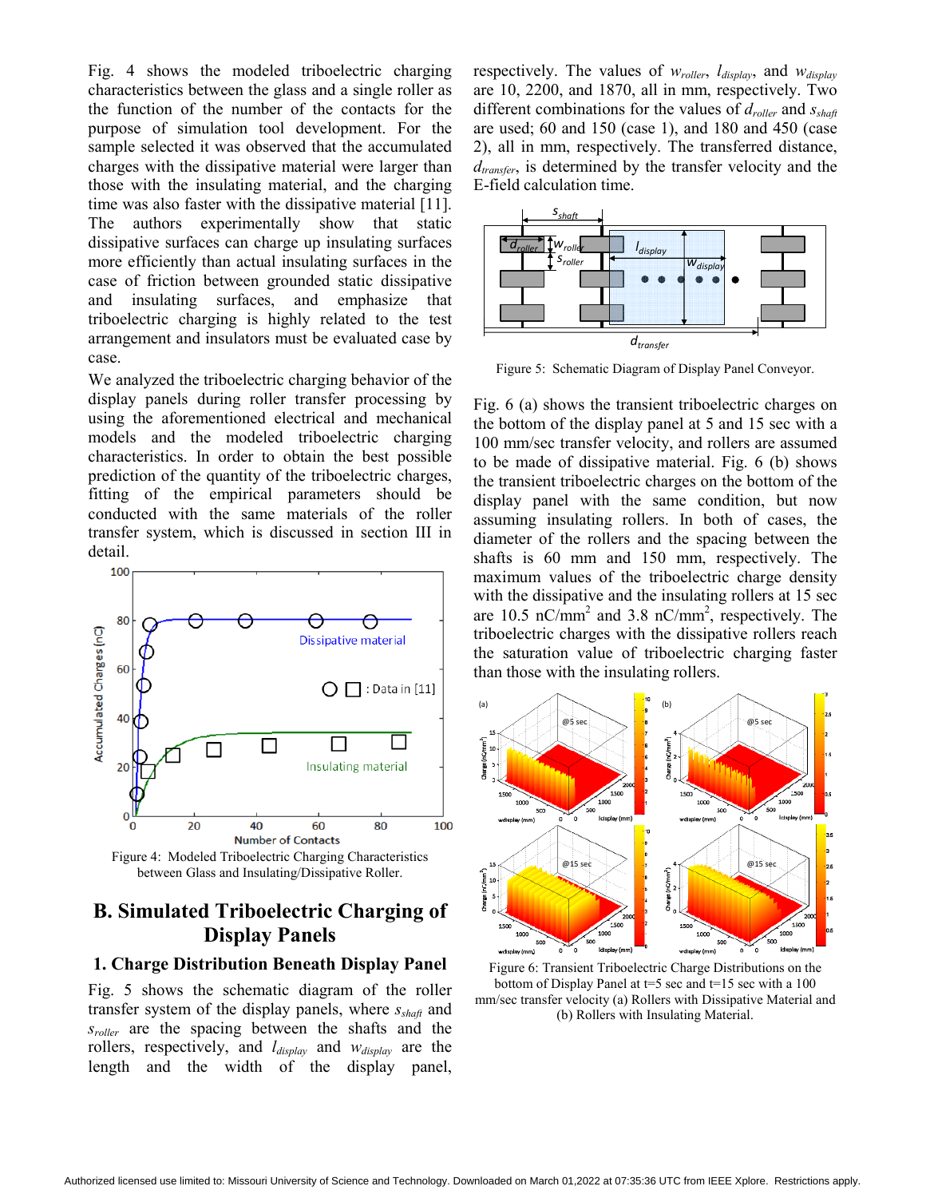Fig. 4 shows the modeled triboelectric charging characteristics between the glass and a single roller as the function of the number of the contacts for the purpose of simulation tool development. For the sample selected it was observed that the accumulated charges with the dissipative material were larger than those with the insulating material, and the charging time was also faster with the dissipative material [11]. The authors experimentally show that static dissipative surfaces can charge up insulating surfaces more efficiently than actual insulating surfaces in the case of friction between grounded static dissipative and insulating surfaces, and emphasize that triboelectric charging is highly related to the test arrangement and insulators must be evaluated case by case.

We analyzed the triboelectric charging behavior of the display panels during roller transfer processing by using the aforementioned electrical and mechanical models and the modeled triboelectric charging characteristics. In order to obtain the best possible prediction of the quantity of the triboelectric charges, fitting of the empirical parameters should be conducted with the same materials of the roller transfer system, which is discussed in section III in detail.

Figure 4: Modeled Triboelectric Charging Characteristics between Glass and Insulating/Dissipative Roller.

## B. Simulated Triboelectric Charging of Display Panels

### 1. Charge Distribution Beneath Display Panel

Fig. 5 shows the schematic diagram of the roller transfer system of the display panels, where $s_{shaft}$ and $s_{roller}$ are the spacing between the shafts and the rollers, respectively, and $l_{display}$ and $w_{display}$ are the length and the width of the display panel, respectively. The values of $w_{roller}$, $l_{display}$, and $w_{display}$ are 10, 2200, and 1870, all in mm, respectively. Two different combinations for the values of $d_{roller}$ and $s_{shaft}$ are used; 60 and 150 (case 1), and 180 and 450 (case 2), all in mm, respectively. The transferred distance, $d_{transfer}$, is determined by the transfer velocity and the E-field calculation time.

Figure 5: Schematic Diagram of Display Panel Conveyor.

Fig. 6 (a) shows the transient triboelectric charges on the bottom of the display panel at 5 and 15 sec with a 100 mm/sec transfer velocity, and rollers are assumed to be made of dissipative material. Fig. 6 (b) shows the transient triboelectric charges on the bottom of the display panel with the same condition, but now assuming insulating rollers. In both of cases, the diameter of the rollers and the spacing between the shafts is 60 mm and 150 mm, respectively. The maximum values of the triboelectric charge density with the dissipative and the insulating rollers at 15 sec are 10.5 nC/mm$^2$ and 3.8 nC/mm$^2$, respectively. The triboelectric charges with the dissipative rollers reach the saturation value of triboelectric charging faster than those with the insulating rollers.

Figure 6: Transient Triboelectric Charge Distributions on the bottom of Display Panel at t=5 sec and t=15 sec with a 100 mm/sec transfer velocity (a) Rollers with Dissipative Material and (b) Rollers with Insulating Material.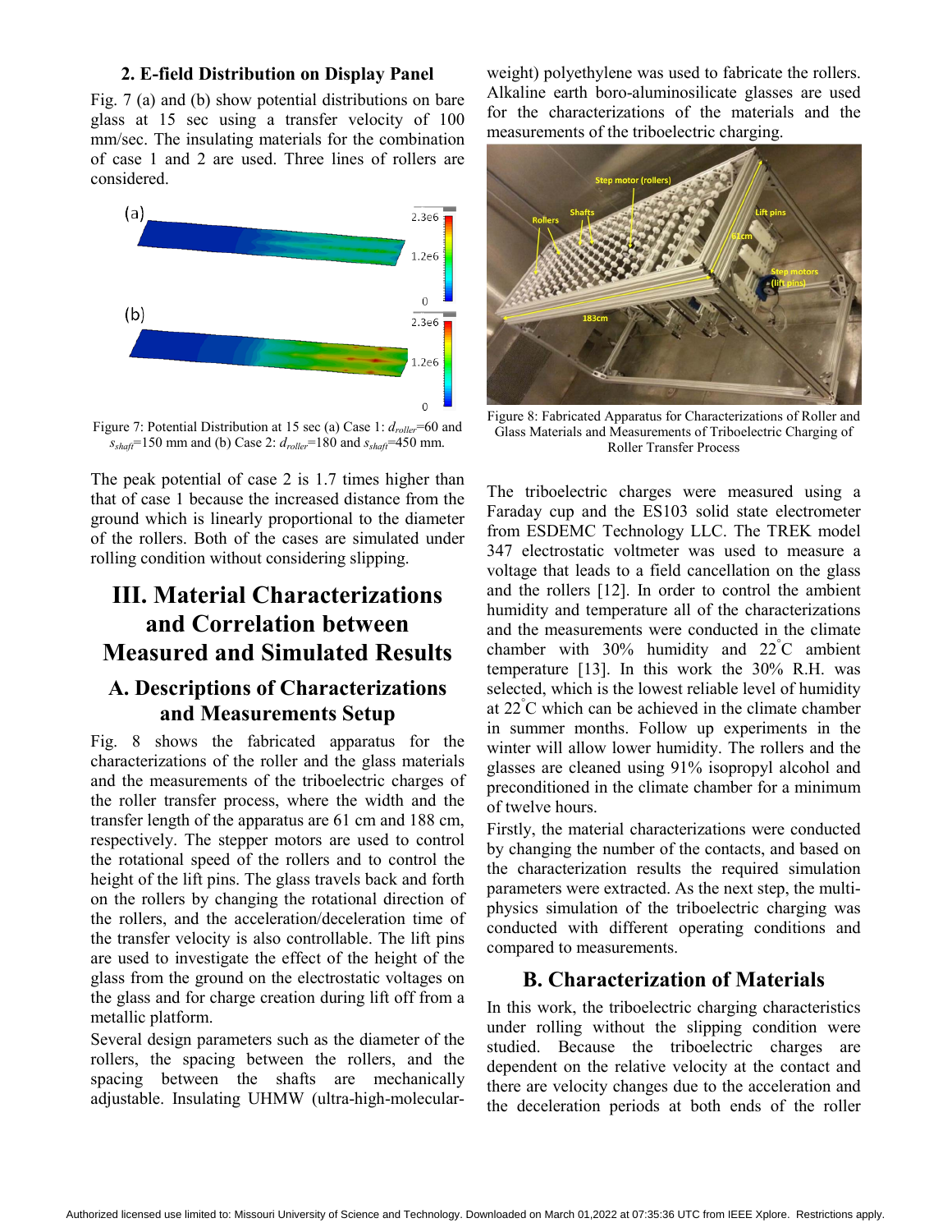### 2. E-field Distribution on Display Panel

Fig. 7 (a) and (b) show potential distributions on bare glass at 15 sec using a transfer velocity of 100 mm/sec. The insulating materials for the combination of case 1 and 2 are used. Three lines of rollers are considered.

Figure 7: Potential Distribution at 15 sec (a) Case 1: $d_{roller}$=60 and $s_{shaft}$=150 mm and (b) Case 2: $d_{roller}$=180 and $s_{shaft}$=450 mm.

The peak potential of case 2 is 1.7 times higher than that of case 1 because the increased distance from the ground which is linearly proportional to the diameter of the rollers. Both of the cases are simulated under rolling condition without considering slipping.

# III. Material Characterizations and Correlation between Measured and Simulated Results

## A. Descriptions of Characterizations and Measurements Setup

Fig. 8 shows the fabricated apparatus for the characterizations of the roller and the glass materials and the measurements of the triboelectric charges of the roller transfer process, where the width and the transfer length of the apparatus are 61 cm and 188 cm, respectively. The stepper motors are used to control the rotational speed of the rollers and to control the height of the lift pins. The glass travels back and forth on the rollers by changing the rotational direction of the rollers, and the acceleration/deceleration time of the transfer velocity is also controllable. The lift pins are used to investigate the effect of the height of the glass from the ground on the electrostatic voltages on the glass and for charge creation during lift off from a metallic platform.

Several design parameters such as the diameter of the rollers, the spacing between the rollers, and the spacing between the shafts are mechanically adjustable. Insulating UHMW (ultra-high-molecular-weight) polyethylene was used to fabricate the rollers. Alkaline earth boro-aluminosilicate glasses are used for the characterizations of the materials and the measurements of the triboelectric charging.

Figure 8: Fabricated Apparatus for Characterizations of Roller and Glass Materials and Measurements of Triboelectric Charging of Roller Transfer Process

The triboelectric charges were measured using a Faraday cup and the ES103 solid state electrometer from ESDEMC Technology LLC. The TREK model 347 electrostatic voltmeter was used to measure a voltage that leads to a field cancellation on the glass and the rollers [12]. In order to control the ambient humidity and temperature all of the characterizations and the measurements were conducted in the climate chamber with 30% humidity and 22$^{\circ}$C ambient temperature [13]. In this work the 30% R.H. was selected, which is the lowest reliable level of humidity at 22$^{\circ}$C which can be achieved in the climate chamber in summer months. Follow up experiments in the winter will allow lower humidity. The rollers and the glasses are cleaned using 91% isopropyl alcohol and preconditioned in the climate chamber for a minimum of twelve hours.

Firstly, the material characterizations were conducted by changing the number of the contacts, and based on the characterization results the required simulation parameters were extracted. As the next step, the multi-physics simulation of the triboelectric charging was conducted with different operating conditions and compared to measurements.

## B. Characterization of Materials

In this work, the triboelectric charging characteristics under rolling without the slipping condition were studied. Because the triboelectric charges are dependent on the relative velocity at the contact and there are velocity changes due to the acceleration and the deceleration periods at both ends of the roller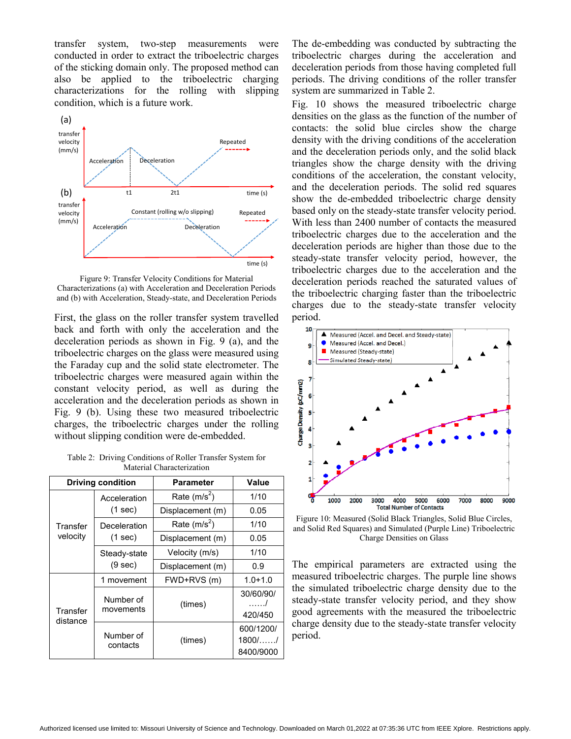transfer system, two-step measurements were conducted in order to extract the triboelectric charges of the sticking domain only. The proposed method can also be applied to the triboelectric charging characterizations for the rolling with slipping condition, which is a future work.

Figure 9: Transfer Velocity Conditions for Material Characterizations (a) with Acceleration and Deceleration Periods and (b) with Acceleration, Steady-state, and Deceleration Periods

First, the glass on the roller transfer system travelled back and forth with only the acceleration and the deceleration periods as shown in Fig. 9 (a), and the triboelectric charges on the glass were measured using the Faraday cup and the solid state electrometer. The triboelectric charges were measured again within the constant velocity period, as well as during the acceleration and the deceleration periods as shown in Fig. 9 (b). Using these two measured triboelectric charges, the triboelectric charges under the rolling without slipping condition were de-embedded.

Table 2: Driving Conditions of Roller Transfer System for Material Characterization

| Driving condition | | Parameter | Value |
|---|---|---|---|
| Transfer velocity | Acceleration (1 sec) | Rate ($m/s^2$) | 1/10 |
| | | Displacement (m) | 0.05 |
| | Deceleration (1 sec) | Rate ($m/s^2$) | 1/10 |
| | | Displacement (m) | 0.05 |
| | Steady-state (9 sec) | Velocity (m/s) | 1/10 |
| | | Displacement (m) | 0.9 |
| Transfer distance | 1 movement | FWD+RVS (m) | 1.0+1.0 |
| | Number of movements | (times) | 30/60/90/ ……/ 420/450 |
| | Number of contacts | (times) | 600/1200/ 1800/……/ 8400/9000 |

The de-embedding was conducted by subtracting the triboelectric charges during the acceleration and deceleration periods from those having completed full periods. The driving conditions of the roller transfer system are summarized in Table 2.

Fig. 10 shows the measured triboelectric charge densities on the glass as the function of the number of contacts: the solid blue circles show the charge density with the driving conditions of the acceleration and the deceleration periods only, and the solid black triangles show the charge density with the driving conditions of the acceleration, the constant velocity, and the deceleration periods. The solid red squares show the de-embedded triboelectric charge density based only on the steady-state transfer velocity period. With less than 2400 number of contacts the measured triboelectric charges due to the acceleration and the deceleration periods are higher than those due to the steady-state transfer velocity period, however, the triboelectric charges due to the acceleration and the deceleration periods reached the saturated values of the triboelectric charging faster than the triboelectric charges due to the steady-state transfer velocity period.

Figure 10: Measured (Solid Black Triangles, Solid Blue Circles, and Solid Red Squares) and Simulated (Purple Line) Triboelectric Charge Densities on Glass

The empirical parameters are extracted using the measured triboelectric charges. The purple line shows the simulated triboelectric charge density due to the steady-state transfer velocity period, and they show good agreements with the measured the triboelectric charge density due to the steady-state transfer velocity period.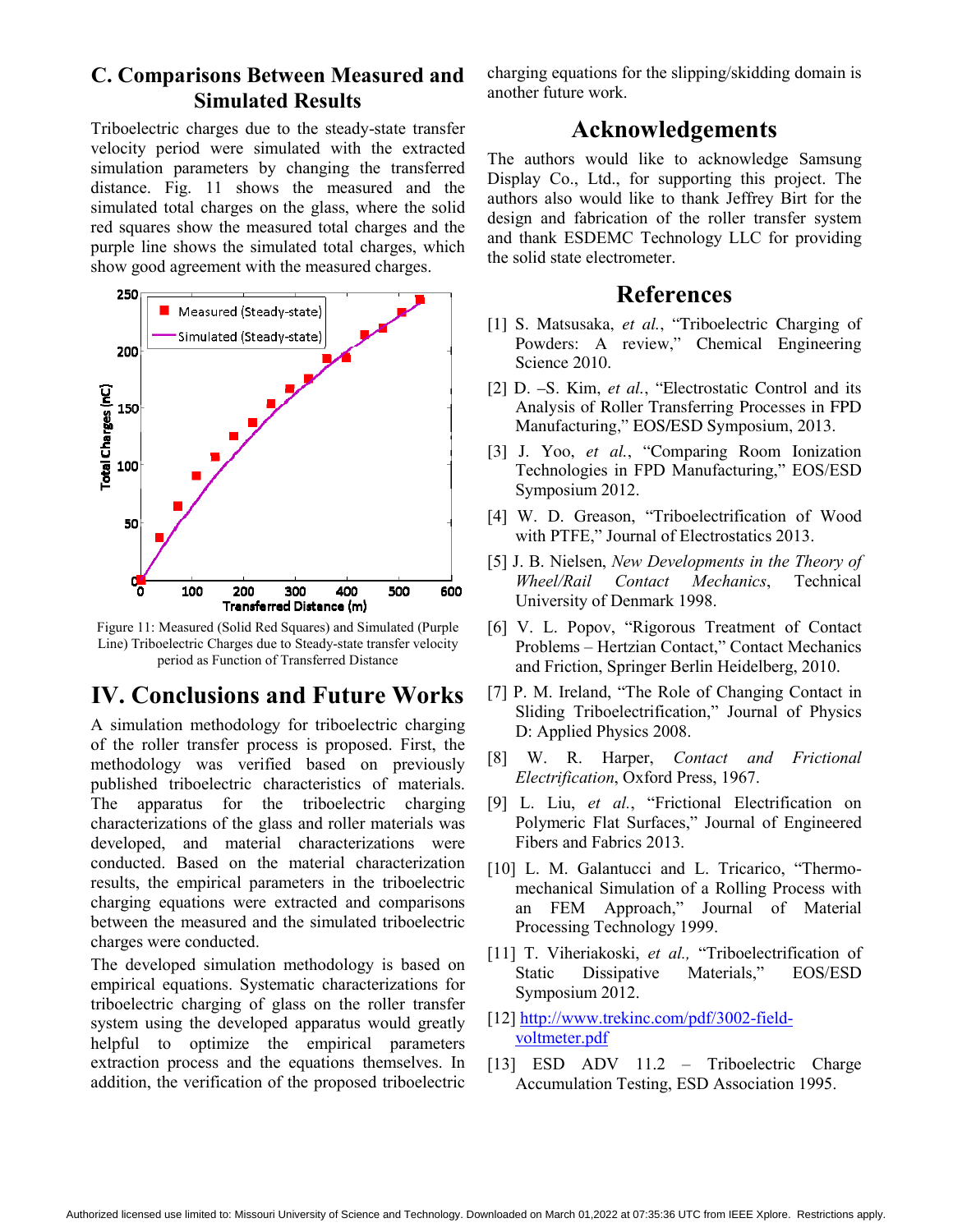### C. Comparisons Between Measured and Simulated Results

Triboelectric charges due to the steady-state transfer velocity period were simulated with the extracted simulation parameters by changing the transferred distance. Fig. 11 shows the measured and the simulated total charges on the glass, where the solid red squares show the measured total charges and the purple line shows the simulated total charges, which show good agreement with the measured charges.

Measured (Steady-state)
Simulated (Steady-state)
Total Charges (nC)
0
50
100
150
200
250
Transferred Distance (m)
0
100
200
300
400
500
600

Figure 11: Measured (Solid Red Squares) and Simulated (Purple Line) Triboelectric Charges due to Steady-state transfer velocity period as Function of Transferred Distance

## IV. Conclusions and Future Works

A simulation methodology for triboelectric charging of the roller transfer process is proposed. First, the methodology was verified based on previously published triboelectric characteristics of materials. The apparatus for the triboelectric charging characterizations of the glass and roller materials was developed, and material characterizations were conducted. Based on the material characterization results, the empirical parameters in the triboelectric charging equations were extracted and comparisons between the measured and the simulated triboelectric charges were conducted.

The developed simulation methodology is based on empirical equations. Systematic characterizations for triboelectric charging of glass on the roller transfer system using the developed apparatus would greatly helpful to optimize the empirical parameters extraction process and the equations themselves. In addition, the verification of the proposed triboelectric charging equations for the slipping/skidding domain is another future work.

## Acknowledgements

The authors would like to acknowledge Samsung Display Co., Ltd., for supporting this project. The authors also would like to thank Jeffrey Birt for the design and fabrication of the roller transfer system and thank ESDEMC Technology LLC for providing the solid state electrometer.

## References

[1] S. Matsusaka, *et al.*, "Triboelectric Charging of Powders: A review," Chemical Engineering Science 2010.

[2] D. –S. Kim, *et al.*, "Electrostatic Control and its Analysis of Roller Transferring Processes in FPD Manufacturing," EOS/ESD Symposium, 2013.

[3] J. Yoo, *et al.*, "Comparing Room Ionization Technologies in FPD Manufacturing," EOS/ESD Symposium 2012.

[4] W. D. Greason, "Triboelectrification of Wood with PTFE," Journal of Electrostatics 2013.

[5] J. B. Nielsen, *New Developments in the Theory of Wheel/Rail Contact Mechanics*, Technical University of Denmark 1998.

[6] V. L. Popov, "Rigorous Treatment of Contact Problems – Hertzian Contact," Contact Mechanics and Friction, Springer Berlin Heidelberg, 2010.

[7] P. M. Ireland, "The Role of Changing Contact in Sliding Triboelectrification," Journal of Physics D: Applied Physics 2008.

[8] W. R. Harper, *Contact and Frictional Electrification*, Oxford Press, 1967.

[9] L. Liu, *et al.*, "Frictional Electrification on Polymeric Flat Surfaces," Journal of Engineered Fibers and Fabrics 2013.

[10] L. M. Galantucci and L. Tricarico, "Thermo-mechanical Simulation of a Rolling Process with an FEM Approach," Journal of Material Processing Technology 1999.

[11] T. Viheriakoski, *et al.,* "Triboelectrification of Static Dissipative Materials," EOS/ESD Symposium 2012.

[12] http://www.trekinc.com/pdf/3002-field-voltmeter.pdf

[13] ESD ADV 11.2 – Triboelectric Charge Accumulation Testing, ESD Association 1995.